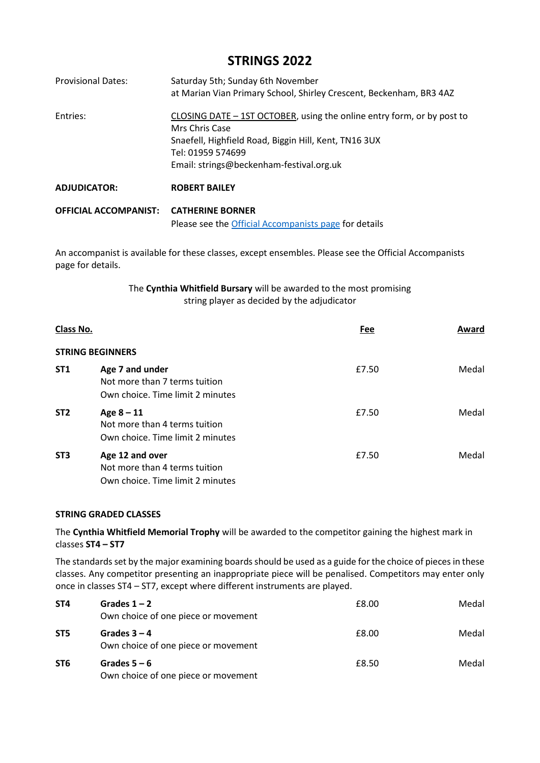# STRINGS 2022

| | |
|---|---|
| Provisional Dates: | Saturday 5th; Sunday 6th November<br>at Marian Vian Primary School, Shirley Crescent, Beckenham, BR3 4AZ |
| Entries: | CLOSING DATE – 1ST OCTOBER, using the online entry form, or by post to<br>Mrs Chris Case<br>Snaefell, Highfield Road, Biggin Hill, Kent, TN16 3UX<br>Tel: 01959 574699<br>Email: strings@beckenham-festival.org.uk |
| **ADJUDICATOR:** | **ROBERT BAILEY** |
| **OFFICIAL ACCOMPANIST:** | **CATHERINE BORNER**<br>Please see the [Official Accompanists page] for details |

An accompanist is available for these classes, except ensembles. Please see the Official Accompanists page for details.

The **Cynthia Whitfield Bursary** will be awarded to the most promising string player as decided by the adjudicator

| Class No. | | Fee | Award |
|---|---|---|---|
| **STRING BEGINNERS** | | | |
| **ST1** | **Age 7 and under**<br>Not more than 7 terms tuition<br>Own choice. Time limit 2 minutes | £7.50 | Medal |
| **ST2** | **Age 8 – 11**<br>Not more than 4 terms tuition<br>Own choice. Time limit 2 minutes | £7.50 | Medal |
| **ST3** | **Age 12 and over**<br>Not more than 4 terms tuition<br>Own choice. Time limit 2 minutes | £7.50 | Medal |

**STRING GRADED CLASSES**

The **Cynthia Whitfield Memorial Trophy** will be awarded to the competitor gaining the highest mark in classes **ST4 – ST7**

The standards set by the major examining boards should be used as a guide for the choice of pieces in these classes. Any competitor presenting an inappropriate piece will be penalised. Competitors may enter only once in classes ST4 – ST7, except where different instruments are played.

| Class No. | | Fee | Award |
|---|---|---|---|
| **ST4** | **Grades 1 – 2**<br>Own choice of one piece or movement | £8.00 | Medal |
| **ST5** | **Grades 3 – 4**<br>Own choice of one piece or movement | £8.00 | Medal |
| **ST6** | **Grades 5 – 6**<br>Own choice of one piece or movement | £8.50 | Medal |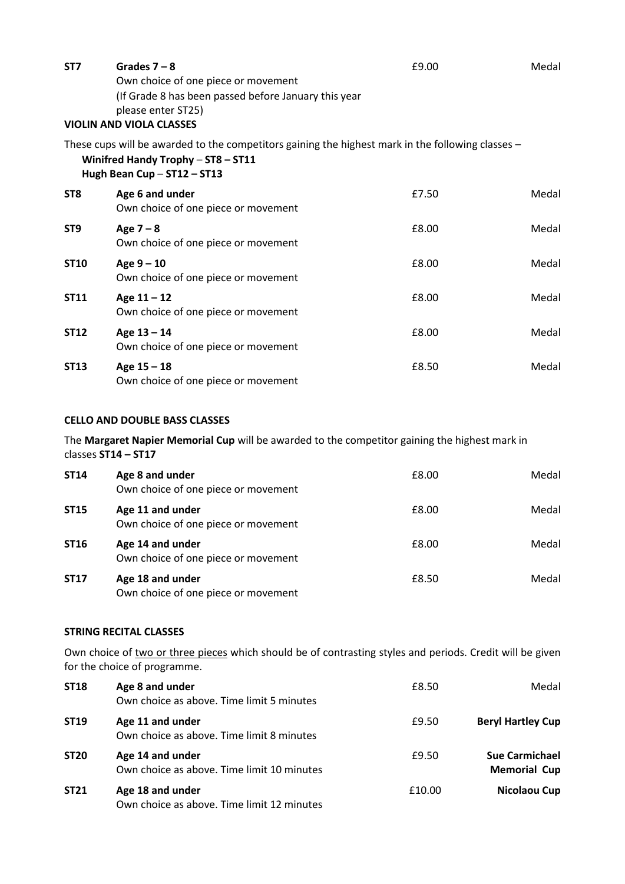| | | | |
|---|---|---|---|
| **ST7** | **Grades 7 – 8**<br>Own choice of one piece or movement<br>(If Grade 8 has been passed before January this year please enter ST25) | £9.00 | Medal |

**VIOLIN AND VIOLA CLASSES**

These cups will be awarded to the competitors gaining the highest mark in the following classes –

**Winifred Handy Trophy** – **ST8 – ST11**
**Hugh Bean Cup** – **ST12 – ST13**

| | | | |
|---|---|---|---|
| **ST8** | **Age 6 and under**<br>Own choice of one piece or movement | £7.50 | Medal |
| **ST9** | **Age 7 – 8**<br>Own choice of one piece or movement | £8.00 | Medal |
| **ST10** | **Age 9 – 10**<br>Own choice of one piece or movement | £8.00 | Medal |
| **ST11** | **Age 11 – 12**<br>Own choice of one piece or movement | £8.00 | Medal |
| **ST12** | **Age 13 – 14**<br>Own choice of one piece or movement | £8.00 | Medal |
| **ST13** | **Age 15 – 18**<br>Own choice of one piece or movement | £8.50 | Medal |

**CELLO AND DOUBLE BASS CLASSES**

The **Margaret Napier Memorial Cup** will be awarded to the competitor gaining the highest mark in classes **ST14 – ST17**

| | | | |
|---|---|---|---|
| **ST14** | **Age 8 and under**<br>Own choice of one piece or movement | £8.00 | Medal |
| **ST15** | **Age 11 and under**<br>Own choice of one piece or movement | £8.00 | Medal |
| **ST16** | **Age 14 and under**<br>Own choice of one piece or movement | £8.00 | Medal |
| **ST17** | **Age 18 and under**<br>Own choice of one piece or movement | £8.50 | Medal |

**STRING RECITAL CLASSES**

Own choice of two or three pieces which should be of contrasting styles and periods. Credit will be given for the choice of programme.

| | | | |
|---|---|---|---|
| **ST18** | **Age 8 and under**<br>Own choice as above. Time limit 5 minutes | £8.50 | Medal |
| **ST19** | **Age 11 and under**<br>Own choice as above. Time limit 8 minutes | £9.50 | **Beryl Hartley Cup** |
| **ST20** | **Age 14 and under**<br>Own choice as above. Time limit 10 minutes | £9.50 | **Sue Carmichael Memorial Cup** |
| **ST21** | **Age 18 and under**<br>Own choice as above. Time limit 12 minutes | £10.00 | **Nicolaou Cup** |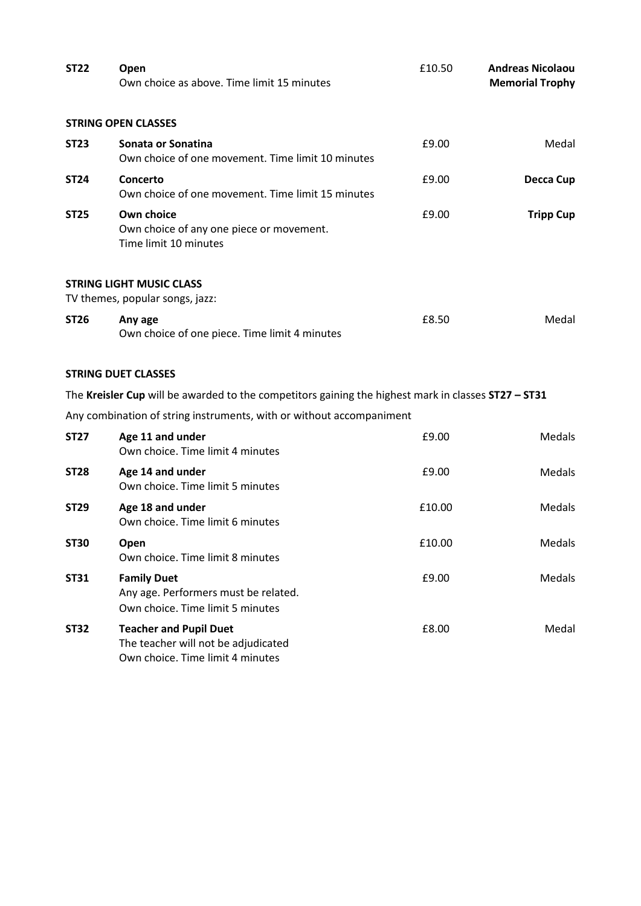| | | | |
|---|---|---|---|
| **ST22** | **Open**<br>Own choice as above. Time limit 15 minutes | £10.50 | **Andreas Nicolaou Memorial Trophy** |

**STRING OPEN CLASSES**

| | | | |
|---|---|---|---|
| **ST23** | **Sonata or Sonatina**<br>Own choice of one movement. Time limit 10 minutes | £9.00 | Medal |
| **ST24** | **Concerto**<br>Own choice of one movement. Time limit 15 minutes | £9.00 | **Decca Cup** |
| **ST25** | **Own choice**<br>Own choice of any one piece or movement.<br>Time limit 10 minutes | £9.00 | **Tripp Cup** |

**STRING LIGHT MUSIC CLASS**

TV themes, popular songs, jazz:

| | | | |
|---|---|---|---|
| **ST26** | **Any age**<br>Own choice of one piece. Time limit 4 minutes | £8.50 | Medal |

**STRING DUET CLASSES**

The **Kreisler Cup** will be awarded to the competitors gaining the highest mark in classes **ST27 – ST31**

Any combination of string instruments, with or without accompaniment

| | | | |
|---|---|---|---|
| **ST27** | **Age 11 and under**<br>Own choice. Time limit 4 minutes | £9.00 | Medals |
| **ST28** | **Age 14 and under**<br>Own choice. Time limit 5 minutes | £9.00 | Medals |
| **ST29** | **Age 18 and under**<br>Own choice. Time limit 6 minutes | £10.00 | Medals |
| **ST30** | **Open**<br>Own choice. Time limit 8 minutes | £10.00 | Medals |
| **ST31** | **Family Duet**<br>Any age. Performers must be related.<br>Own choice. Time limit 5 minutes | £9.00 | Medals |
| **ST32** | **Teacher and Pupil Duet**<br>The teacher will not be adjudicated<br>Own choice. Time limit 4 minutes | £8.00 | Medal |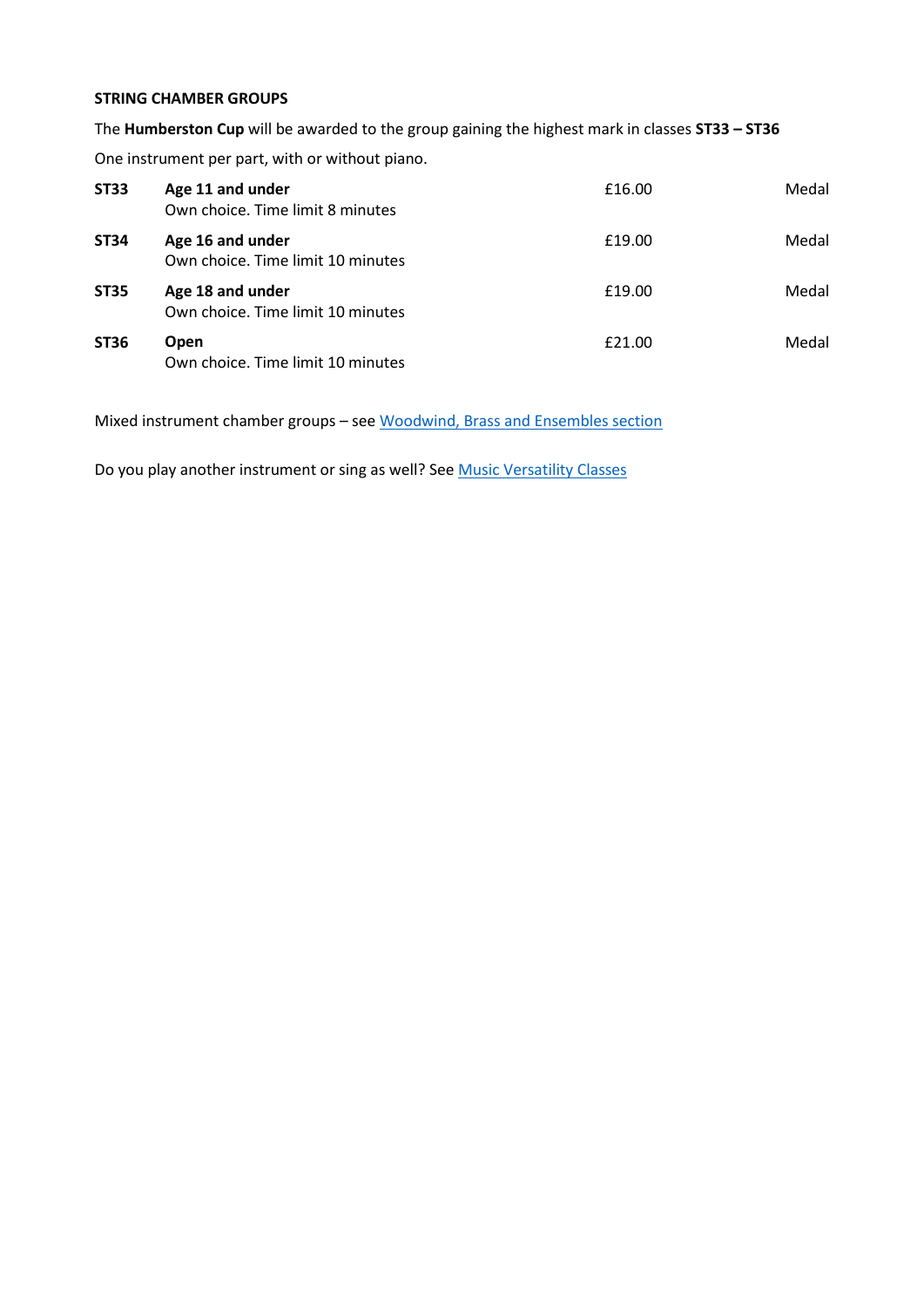**STRING CHAMBER GROUPS**

The **Humberston Cup** will be awarded to the group gaining the highest mark in classes **ST33 – ST36**

One instrument per part, with or without piano.

| | | | |
|---|---|---|---|
| **ST33** | **Age 11 and under**<br>Own choice. Time limit 8 minutes | £16.00 | Medal |
| **ST34** | **Age 16 and under**<br>Own choice. Time limit 10 minutes | £19.00 | Medal |
| **ST35** | **Age 18 and under**<br>Own choice. Time limit 10 minutes | £19.00 | Medal |
| **ST36** | **Open**<br>Own choice. Time limit 10 minutes | £21.00 | Medal |

Mixed instrument chamber groups – see Woodwind, Brass and Ensembles section

Do you play another instrument or sing as well? See Music Versatility Classes